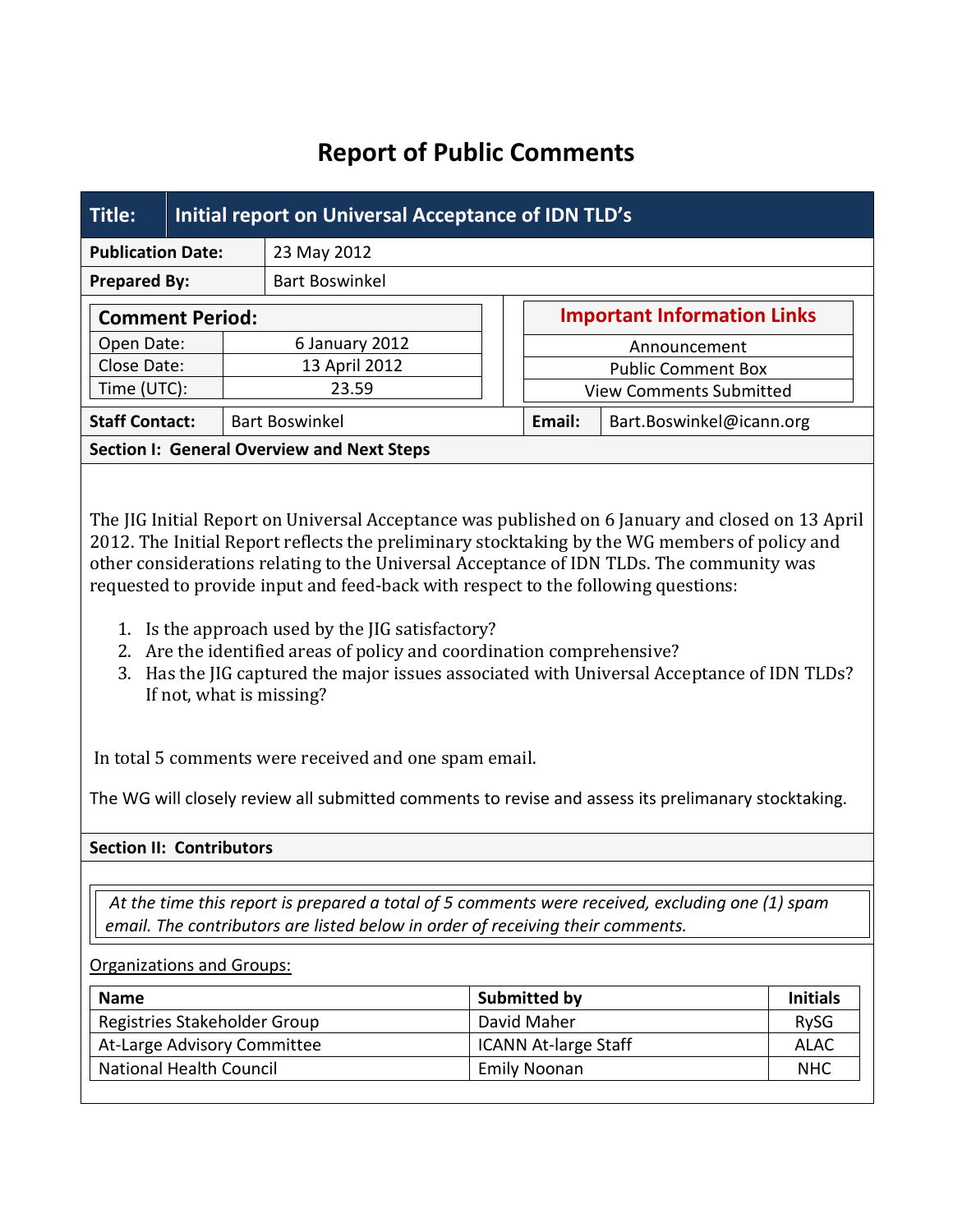# Report of Public Comments

| Title: | Initial report on Universal Acceptance of IDN TLD's |
|---|---|
| Publication Date: | 23 May 2012 |
| Prepared By: | Bart Boswinkel |

| Comment Period: | |
|---|---|
| Open Date: | 6 January 2012 |
| Close Date: | 13 April 2012 |
| Time (UTC): | 23.59 |

| Important Information Links |
|---|
| Announcement |
| Public Comment Box |
| View Comments Submitted |

| Staff Contact: | Bart Boswinkel | Email: | Bart.Boswinkel@icann.org |
|---|---|---|---|

## Section I: General Overview and Next Steps

The JIG Initial Report on Universal Acceptance was published on 6 January and closed on 13 April 2012. The Initial Report reflects the preliminary stocktaking by the WG members of policy and other considerations relating to the Universal Acceptance of IDN TLDs. The community was requested to provide input and feed-back with respect to the following questions:

1. Is the approach used by the JIG satisfactory?
2. Are the identified areas of policy and coordination comprehensive?
3. Has the JIG captured the major issues associated with Universal Acceptance of IDN TLDs? If not, what is missing?

In total 5 comments were received and one spam email.

The WG will closely review all submitted comments to revise and assess its prelamanary stocktaking.

## Section II: Contributors

*At the time this report is prepared a total of 5 comments were received, excluding one (1) spam email. The contributors are listed below in order of receiving their comments.*

Organizations and Groups:

| Name | Submitted by | Initials |
|---|---|---|
| Registries Stakeholder Group | David Maher | RySG |
| At-Large Advisory Committee | ICANN At-large Staff | ALAC |
| National Health Council | Emily Noonan | NHC |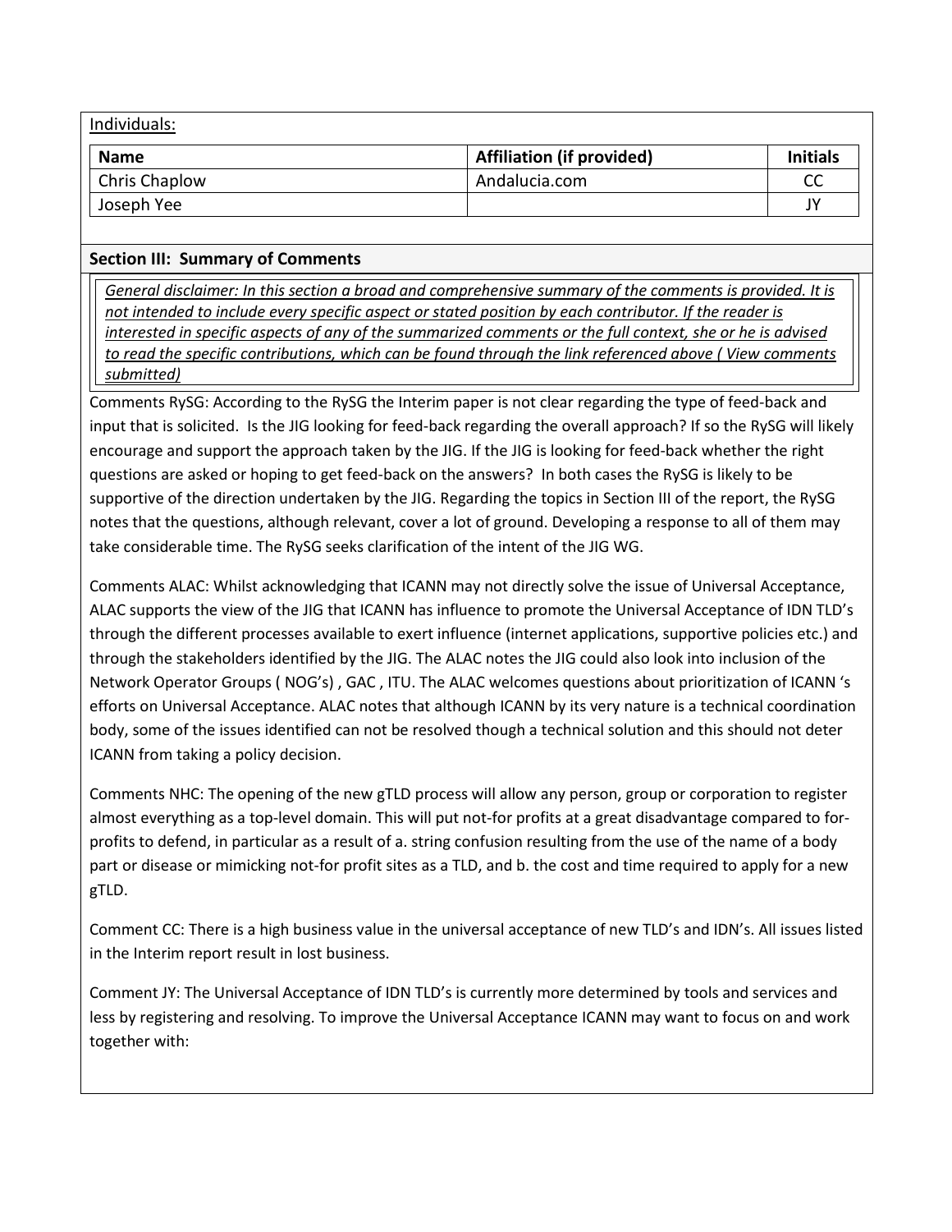Individuals:

| Name | Affiliation (if provided) | Initials |
| --- | --- | --- |
| Chris Chaplow | Andalucia.com | CC |
| Joseph Yee | | JY |

## Section III: Summary of Comments

*General disclaimer: In this section a broad and comprehensive summary of the comments is provided. It is not intended to include every specific aspect or stated position by each contributor. If the reader is interested in specific aspects of any of the summarized comments or the full context, she or he is advised to read the specific contributions, which can be found through the link referenced above ( View comments submitted)*

Comments RySG: According to the RySG the Interim paper is not clear regarding the type of feed-back and input that is solicited. Is the JIG looking for feed-back regarding the overall approach? If so the RySG will likely encourage and support the approach taken by the JIG. If the JIG is looking for feed-back whether the right questions are asked or hoping to get feed-back on the answers? In both cases the RySG is likely to be supportive of the direction undertaken by the JIG. Regarding the topics in Section III of the report, the RySG notes that the questions, although relevant, cover a lot of ground. Developing a response to all of them may take considerable time. The RySG seeks clarification of the intent of the JIG WG.

Comments ALAC: Whilst acknowledging that ICANN may not directly solve the issue of Universal Acceptance, ALAC supports the view of the JIG that ICANN has influence to promote the Universal Acceptance of IDN TLD's through the different processes available to exert influence (internet applications, supportive policies etc.) and through the stakeholders identified by the JIG. The ALAC notes the JIG could also look into inclusion of the Network Operator Groups ( NOG's) , GAC , ITU. The ALAC welcomes questions about prioritization of ICANN 's efforts on Universal Acceptance. ALAC notes that although ICANN by its very nature is a technical coordination body, some of the issues identified can not be resolved though a technical solution and this should not deter ICANN from taking a policy decision.

Comments NHC: The opening of the new gTLD process will allow any person, group or corporation to register almost everything as a top-level domain. This will put not-for profits at a great disadvantage compared to for-profits to defend, in particular as a result of a. string confusion resulting from the use of the name of a body part or disease or mimicking not-for profit sites as a TLD, and b. the cost and time required to apply for a new gTLD.

Comment CC: There is a high business value in the universal acceptance of new TLD's and IDN's. All issues listed in the Interim report result in lost business.

Comment JY: The Universal Acceptance of IDN TLD's is currently more determined by tools and services and less by registering and resolving. To improve the Universal Acceptance ICANN may want to focus on and work together with: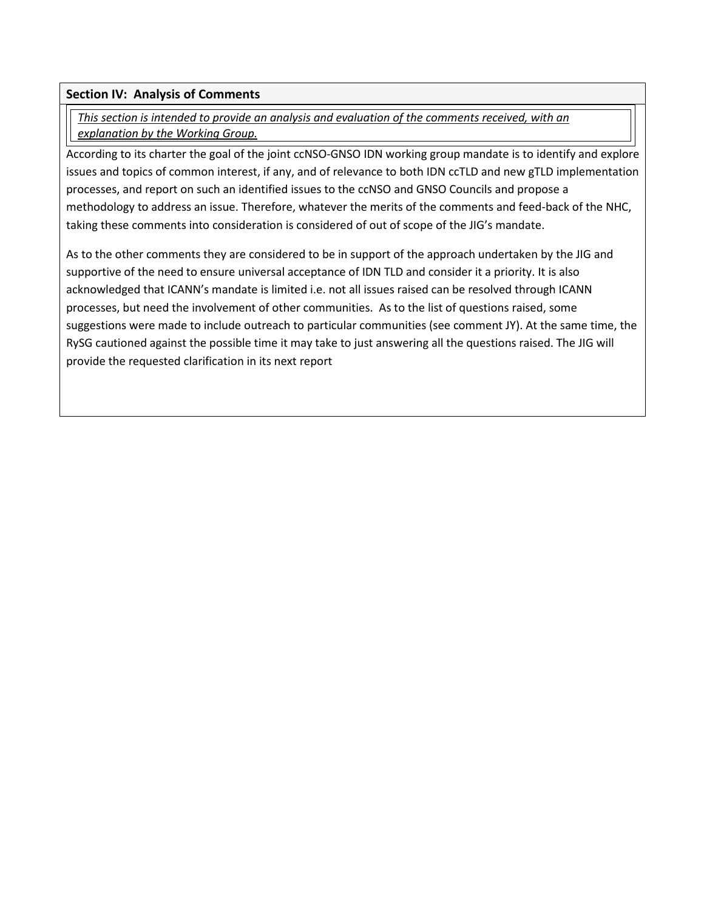**Section IV: Analysis of Comments**

*This section is intended to provide an analysis and evaluation of the comments received, with an explanation by the Working Group.*

According to its charter the goal of the joint ccNSO-GNSO IDN working group mandate is to identify and explore issues and topics of common interest, if any, and of relevance to both IDN ccTLD and new gTLD implementation processes, and report on such an identified issues to the ccNSO and GNSO Councils and propose a methodology to address an issue. Therefore, whatever the merits of the comments and feed-back of the NHC, taking these comments into consideration is considered of out of scope of the JIG's mandate.

As to the other comments they are considered to be in support of the approach undertaken by the JIG and supportive of the need to ensure universal acceptance of IDN TLD and consider it a priority. It is also acknowledged that ICANN's mandate is limited i.e. not all issues raised can be resolved through ICANN processes, but need the involvement of other communities. As to the list of questions raised, some suggestions were made to include outreach to particular communities (see comment JY). At the same time, the RySG cautioned against the possible time it may take to just answering all the questions raised. The JIG will provide the requested clarification in its next report